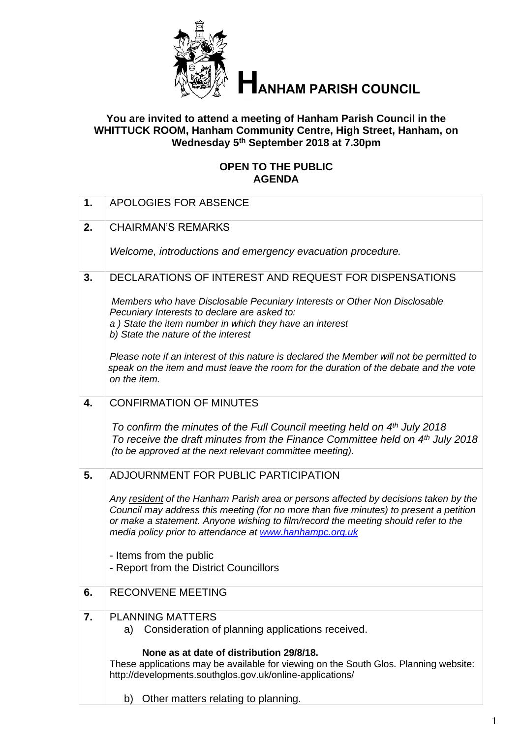# HANHAM PARISH COUNCIL

**You are invited to attend a meeting of Hanham Parish Council in the WHITTUCK ROOM, Hanham Community Centre, High Street, Hanham, on Wednesday 5th September 2018 at 7.30pm**

**OPEN TO THE PUBLIC**
**AGENDA**

| | |
|---|---|
| **1.** | APOLOGIES FOR ABSENCE |
| **2.** | CHAIRMAN'S REMARKS<br><br>*Welcome, introductions and emergency evacuation procedure.* |
| **3.** | DECLARATIONS OF INTEREST AND REQUEST FOR DISPENSATIONS<br><br>*Members who have Disclosable Pecuniary Interests or Other Non Disclosable Pecuniary Interests to declare are asked to:*<br>*a ) State the item number in which they have an interest*<br>*b) State the nature of the interest*<br><br>*Please note if an interest of this nature is declared the Member will not be permitted to speak on the item and must leave the room for the duration of the debate and the vote on the item.* |
| **4.** | CONFIRMATION OF MINUTES<br><br>*To confirm the minutes of the Full Council meeting held on 4th July 2018*<br>*To receive the draft minutes from the Finance Committee held on 4th July 2018 (to be approved at the next relevant committee meeting).* |
| **5.** | ADJOURNMENT FOR PUBLIC PARTICIPATION<br><br>*Any resident of the Hanham Parish area or persons affected by decisions taken by the Council may address this meeting (for no more than five minutes) to present a petition or make a statement. Anyone wishing to film/record the meeting should refer to the media policy prior to attendance at www.hanhampc.org.uk*<br><br>- Items from the public<br>- Report from the District Councillors |
| **6.** | RECONVENE MEETING |
| **7.** | PLANNING MATTERS<br>a) Consideration of planning applications received.<br><br>**None as at date of distribution 29/8/18.**<br>These applications may be available for viewing on the South Glos. Planning website: http://developments.southglos.gov.uk/online-applications/<br><br>b) Other matters relating to planning. |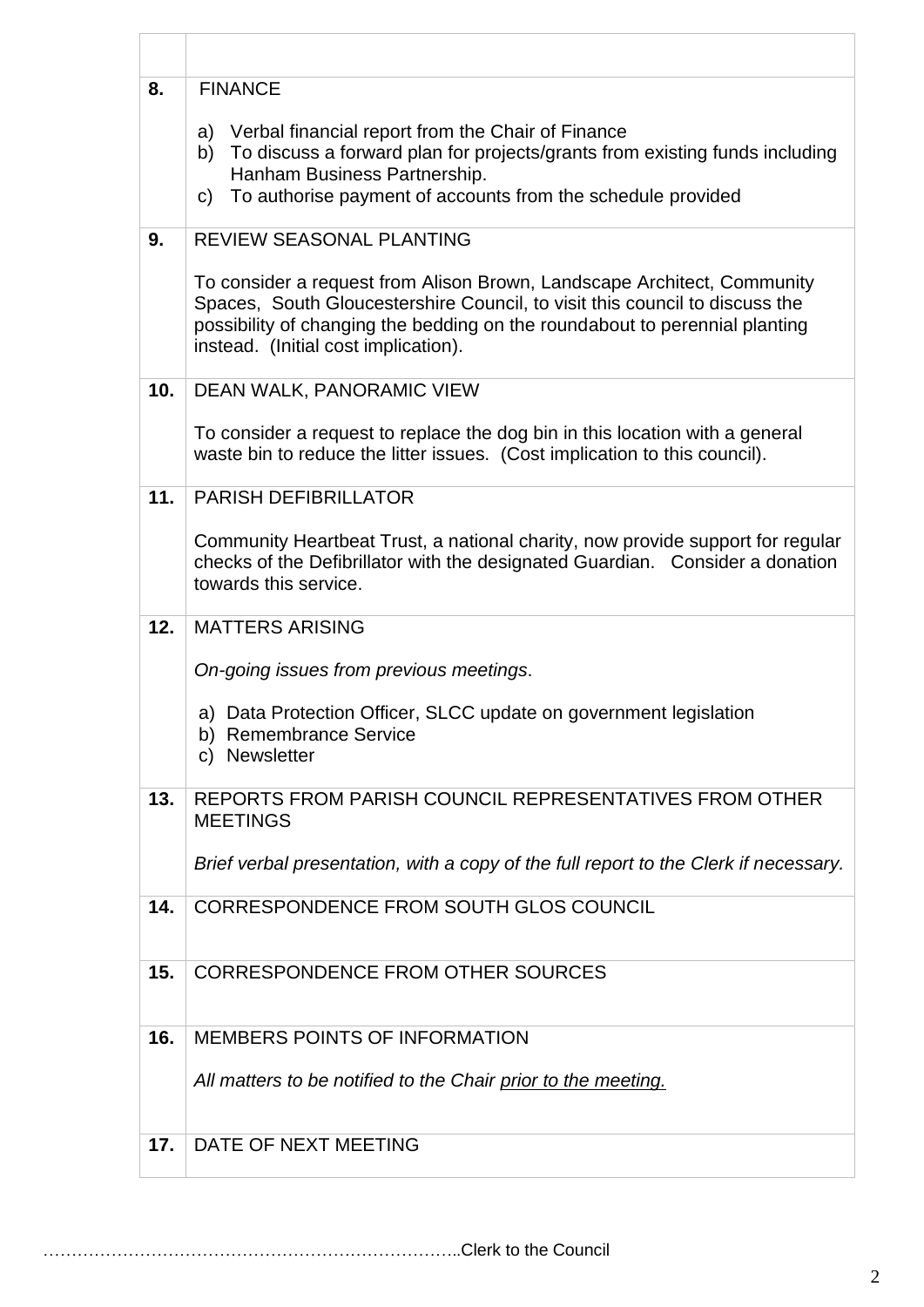| | |
|---|---|
| | |
| **8.** | FINANCE<br><br>a) Verbal financial report from the Chair of Finance<br>b) To discuss a forward plan for projects/grants from existing funds including Hanham Business Partnership.<br>c) To authorise payment of accounts from the schedule provided |
| **9.** | REVIEW SEASONAL PLANTING<br><br>To consider a request from Alison Brown, Landscape Architect, Community Spaces, South Gloucestershire Council, to visit this council to discuss the possibility of changing the bedding on the roundabout to perennial planting instead. (Initial cost implication). |
| **10.** | DEAN WALK, PANORAMIC VIEW<br><br>To consider a request to replace the dog bin in this location with a general waste bin to reduce the litter issues. (Cost implication to this council). |
| **11.** | PARISH DEFIBRILLATOR<br><br>Community Heartbeat Trust, a national charity, now provide support for regular checks of the Defibrillator with the designated Guardian. Consider a donation towards this service. |
| **12.** | MATTERS ARISING<br><br>*On-going issues from previous meetings*.<br><br>a) Data Protection Officer, SLCC update on government legislation<br>b) Remembrance Service<br>c) Newsletter |
| **13.** | REPORTS FROM PARISH COUNCIL REPRESENTATIVES FROM OTHER MEETINGS<br><br>*Brief verbal presentation, with a copy of the full report to the Clerk if necessary.* |
| **14.** | CORRESPONDENCE FROM SOUTH GLOS COUNCIL |
| **15.** | CORRESPONDENCE FROM OTHER SOURCES |
| **16.** | MEMBERS POINTS OF INFORMATION<br><br>*All matters to be notified to the Chair prior to the meeting.* |
| **17.** | DATE OF NEXT MEETING |

………………………………………………………………..Clerk to the Council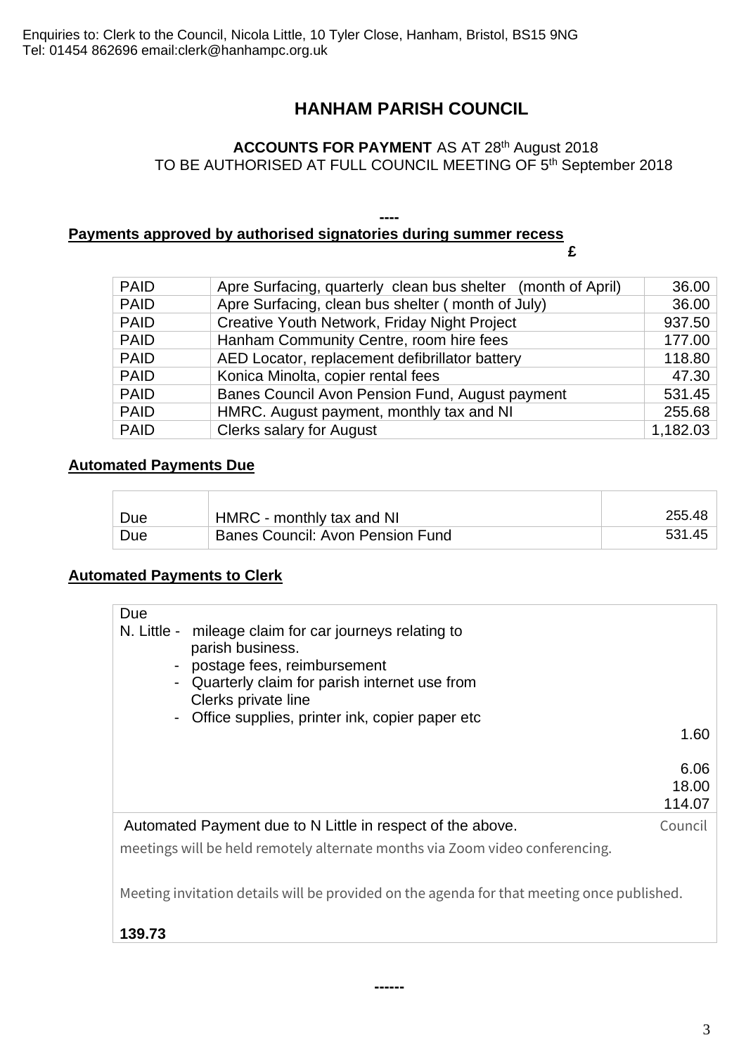Enquiries to: Clerk to the Council, Nicola Little, 10 Tyler Close, Hanham, Bristol, BS15 9NG
Tel: 01454 862696 email:clerk@hanhampc.org.uk

# HANHAM PARISH COUNCIL

**ACCOUNTS FOR PAYMENT** AS AT 28th August 2018
TO BE AUTHORISED AT FULL COUNCIL MEETING OF 5th September 2018

**----**

**Payments approved by authorised signatories during summer recess**

**£**

| | | |
|---|---|---|
| PAID | Apre Surfacing, quarterly clean bus shelter (month of April) | 36.00 |
| PAID | Apre Surfacing, clean bus shelter ( month of July) | 36.00 |
| PAID | Creative Youth Network, Friday Night Project | 937.50 |
| PAID | Hanham Community Centre, room hire fees | 177.00 |
| PAID | AED Locator, replacement defibrillator battery | 118.80 |
| PAID | Konica Minolta, copier rental fees | 47.30 |
| PAID | Banes Council Avon Pension Fund, August payment | 531.45 |
| PAID | HMRC. August payment, monthly tax and NI | 255.68 |
| PAID | Clerks salary for August | 1,182.03 |

**Automated Payments Due**

| | | |
|---|---|---|
| Due | HMRC - monthly tax and NI | 255.48 |
| Due | Banes Council: Avon Pension Fund | 531.45 |

**Automated Payments to Clerk**

Due

N. Little -
- mileage claim for car journeys relating to parish business. — 1.60
- postage fees, reimbursement — 6.06
- Quarterly claim for parish internet use from Clerks private line — 18.00
- Office supplies, printer ink, copier paper etc — 114.07

Automated Payment due to N Little in respect of the above. Council meetings will be held remotely alternate months via Zoom video conferencing.

Meeting invitation details will be provided on the agenda for that meeting once published.

**139.73**

**------**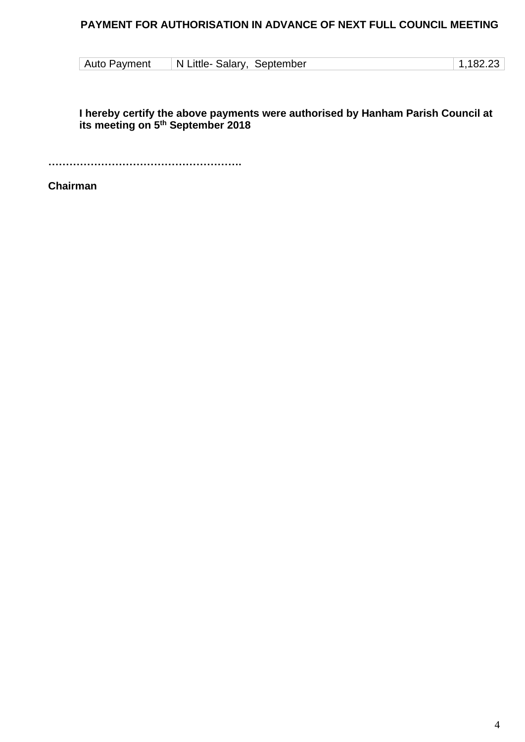**PAYMENT FOR AUTHORISATION IN ADVANCE OF NEXT FULL COUNCIL MEETING**

| | | |
|---|---|---|
| Auto Payment | N Little- Salary, September | 1,182.23 |

**I hereby certify the above payments were authorised by Hanham Parish Council at its meeting on 5th September 2018**

**……………………………………………….**

**Chairman**